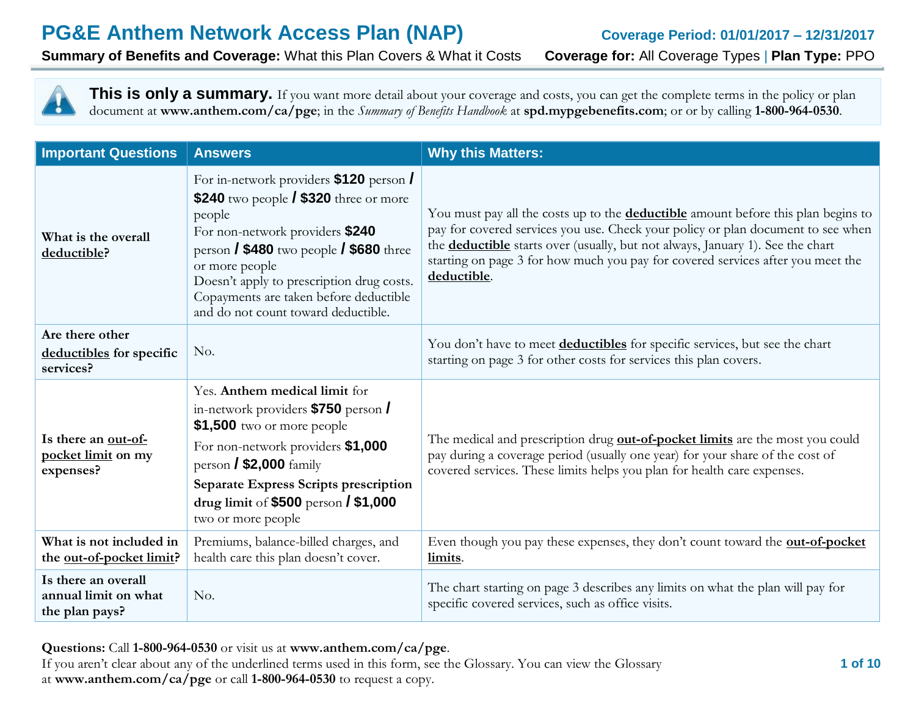# PG&E Anthem Network Access Plan (NAP)

**Coverage Period: 01/01/2017 – 12/31/2017**

**Summary of Benefits and Coverage:** What this Plan Covers & What it Costs **Coverage for:** All Coverage Types | **Plan Type:** PPO

**This is only a summary.** If you want more detail about your coverage and costs, you can get the complete terms in the policy or plan document at **www.anthem.com/ca/pge**; in the *Summary of Benefits Handbook* at **spd.mypgebenefits.com**; or or by calling **1-800-964-0530**.

| Important Questions | Answers | Why this Matters: |
|---|---|---|
| **What is the overall deductible?** | For in-network providers **$120** person **/ $240** two people **/ $320** three or more people<br>For non-network providers **$240** person **/ $480** two people **/ $680** three or more people<br>Doesn't apply to prescription drug costs. Copayments are taken before deductible and do not count toward deductible. | You must pay all the costs up to the **deductible** amount before this plan begins to pay for covered services you use. Check your policy or plan document to see when the **deductible** starts over (usually, but not always, January 1). See the chart starting on page 3 for how much you pay for covered services after you meet the **deductible**. |
| **Are there other deductibles for specific services?** | No. | You don't have to meet **deductibles** for specific services, but see the chart starting on page 3 for other costs for services this plan covers. |
| **Is there an out-of-pocket limit on my expenses?** | Yes. **Anthem medical limit** for in-network providers **$750** person **/ $1,500** two or more people<br>For non-network providers **$1,000** person **/ $2,000** family<br>**Separate Express Scripts prescription drug limit** of **$500** person **/ $1,000** two or more people | The medical and prescription drug **out-of-pocket limits** are the most you could pay during a coverage period (usually one year) for your share of the cost of covered services. These limits helps you plan for health care expenses. |
| **What is not included in the out-of-pocket limit?** | Premiums, balance-billed charges, and health care this plan doesn't cover. | Even though you pay these expenses, they don't count toward the **out-of-pocket limits**. |
| **Is there an overall annual limit on what the plan pays?** | No. | The chart starting on page 3 describes any limits on what the plan will pay for specific covered services, such as office visits. |

**Questions:** Call **1-800-964-0530** or visit us at **www.anthem.com/ca/pge**.
If you aren't clear about any of the underlined terms used in this form, see the Glossary. You can view the Glossary at **www.anthem.com/ca/pge** or call **1-800-964-0530** to request a copy.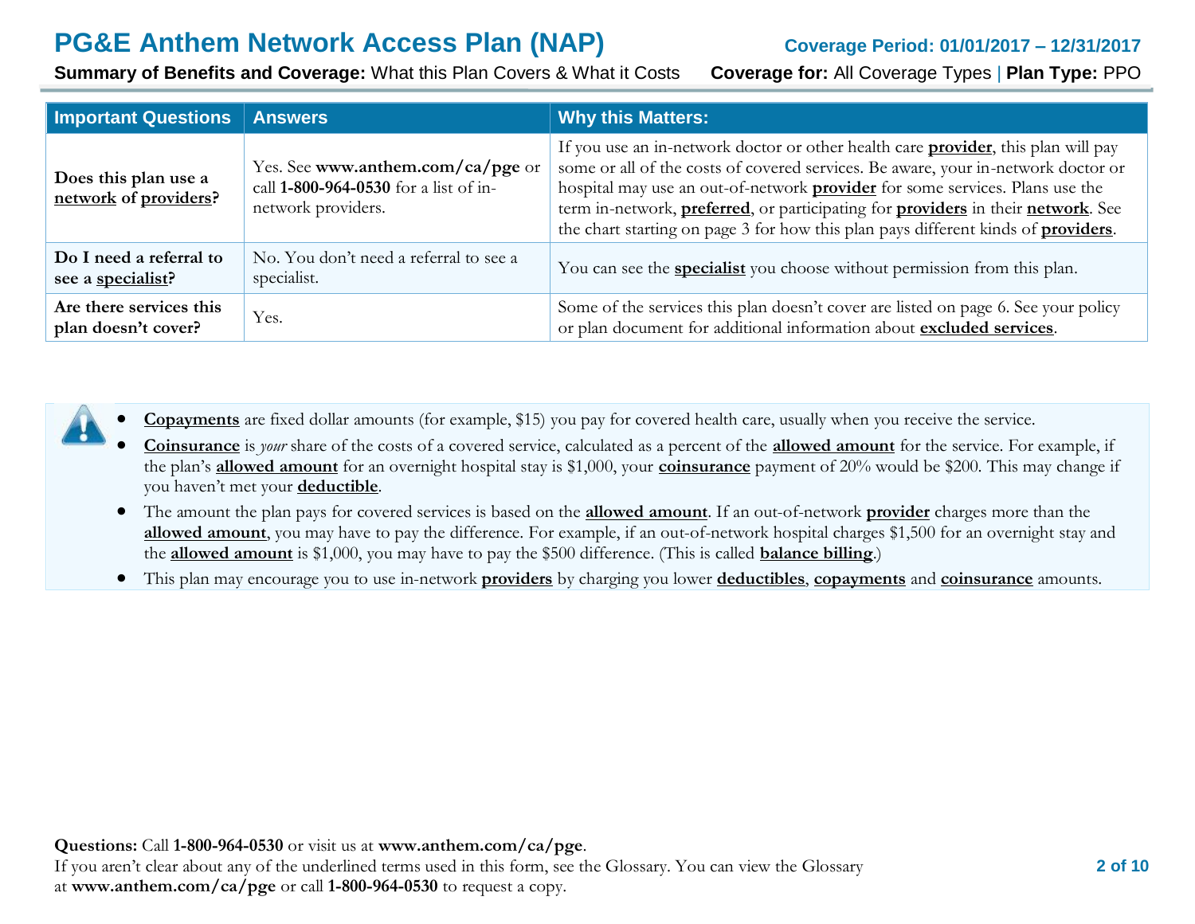| Important Questions | Answers | Why this Matters: |
|---|---|---|
| **Does this plan use a network of providers?** | Yes. See **www.anthem.com/ca/pge** or call **1-800-964-0530** for a list of in-network providers. | If you use an in-network doctor or other health care **provider**, this plan will pay some or all of the costs of covered services. Be aware, your in-network doctor or hospital may use an out-of-network **provider** for some services. Plans use the term in-network, **preferred**, or participating for **providers** in their **network**. See the chart starting on page 3 for how this plan pays different kinds of **providers**. |
| **Do I need a referral to see a specialist?** | No. You don't need a referral to see a specialist. | You can see the **specialist** you choose without permission from this plan. |
| **Are there services this plan doesn't cover?** | Yes. | Some of the services this plan doesn't cover are listed on page 6. See your policy or plan document for additional information about **excluded services**. |

- **Copayments** are fixed dollar amounts (for example, $15) you pay for covered health care, usually when you receive the service.
- **Coinsurance** is *your* share of the costs of a covered service, calculated as a percent of the **allowed amount** for the service. For example, if the plan's **allowed amount** for an overnight hospital stay is $1,000, your **coinsurance** payment of 20% would be $200. This may change if you haven't met your **deductible**.
- The amount the plan pays for covered services is based on the **allowed amount**. If an out-of-network **provider** charges more than the **allowed amount**, you may have to pay the difference. For example, if an out-of-network hospital charges $1,500 for an overnight stay and the **allowed amount** is $1,000, you may have to pay the $500 difference. (This is called **balance billing**.)
- This plan may encourage you to use in-network **providers** by charging you lower **deductibles**, **copayments** and **coinsurance** amounts.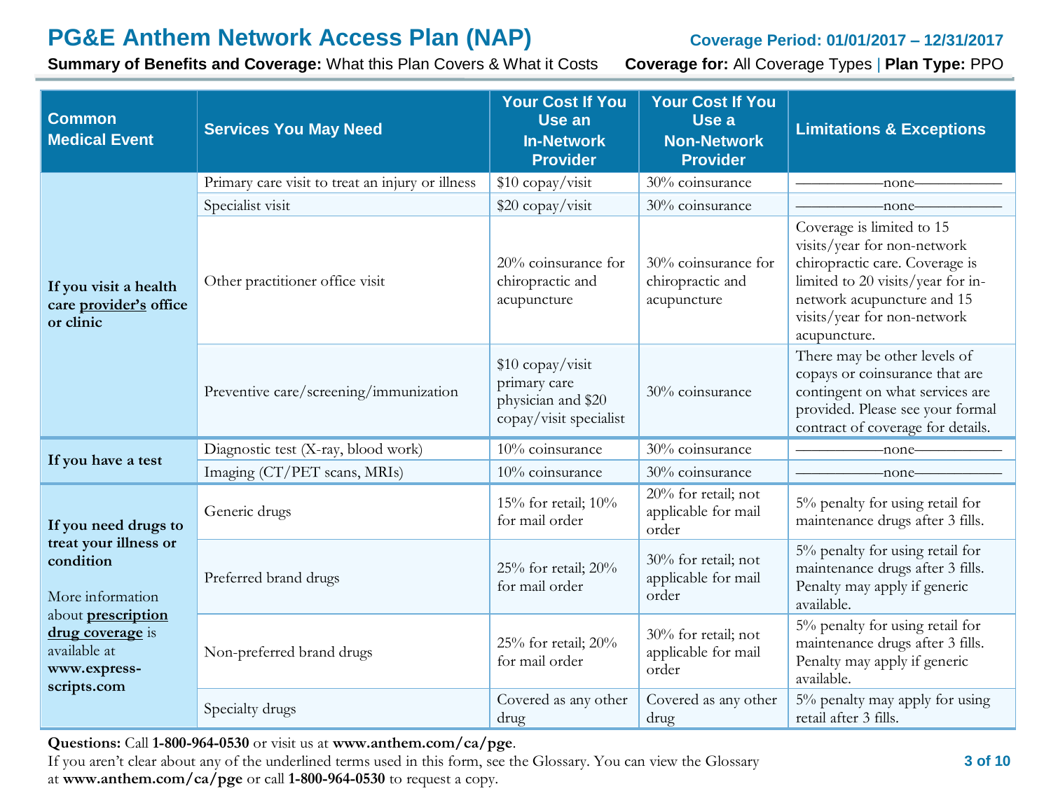# PG&E Anthem Network Access Plan (NAP)

**Coverage Period: 01/01/2017 – 12/31/2017**

**Summary of Benefits and Coverage:** What this Plan Covers & What it Costs **Coverage for:** All Coverage Types | **Plan Type:** PPO

| Common Medical Event | Services You May Need | Your Cost If You Use an In-Network Provider | Your Cost If You Use a Non-Network Provider | Limitations & Exceptions |
|---|---|---|---|---|
| **If you visit a health care provider's office or clinic** | Primary care visit to treat an injury or illness | $10 copay/visit | 30% coinsurance | ——————none—————— |
| | Specialist visit | $20 copay/visit | 30% coinsurance | ——————none—————— |
| | Other practitioner office visit | 20% coinsurance for chiropractic and acupuncture | 30% coinsurance for chiropractic and acupuncture | Coverage is limited to 15 visits/year for non-network chiropractic care. Coverage is limited to 20 visits/year for in-network acupuncture and 15 visits/year for non-network acupuncture. |
| | Preventive care/screening/immunization | $10 copay/visit primary care physician and $20 copay/visit specialist | 30% coinsurance | There may be other levels of copays or coinsurance that are contingent on what services are provided. Please see your formal contract of coverage for details. |
| **If you have a test** | Diagnostic test (X-ray, blood work) | 10% coinsurance | 30% coinsurance | ——————none—————— |
| | Imaging (CT/PET scans, MRIs) | 10% coinsurance | 30% coinsurance | ——————none—————— |
| **If you need drugs to treat your illness or condition** More information about **prescription drug coverage** is available at **www.express-scripts.com** | Generic drugs | 15% for retail; 10% for mail order | 20% for retail; not applicable for mail order | 5% penalty for using retail for maintenance drugs after 3 fills. |
| | Preferred brand drugs | 25% for retail; 20% for mail order | 30% for retail; not applicable for mail order | 5% penalty for using retail for maintenance drugs after 3 fills. Penalty may apply if generic available. |
| | Non-preferred brand drugs | 25% for retail; 20% for mail order | 30% for retail; not applicable for mail order | 5% penalty for using retail for maintenance drugs after 3 fills. Penalty may apply if generic available. |
| | Specialty drugs | Covered as any other drug | Covered as any other drug | 5% penalty may apply for using retail after 3 fills. |

**Questions:** Call **1-800-964-0530** or visit us at **www.anthem.com/ca/pge**.
If you aren't clear about any of the underlined terms used in this form, see the Glossary. You can view the Glossary at **www.anthem.com/ca/pge** or call **1-800-964-0530** to request a copy.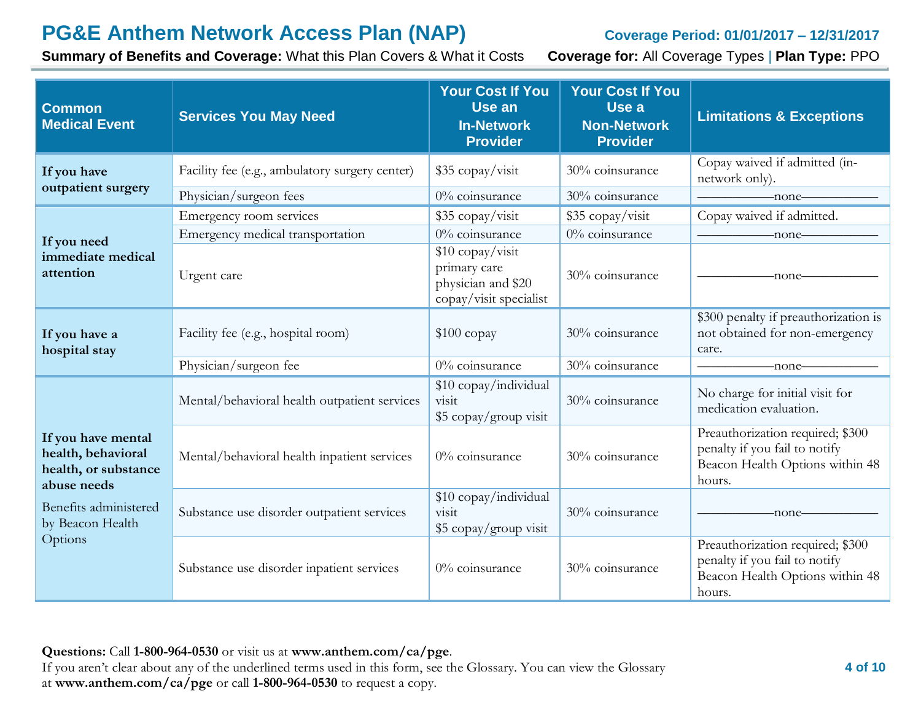# PG&E Anthem Network Access Plan (NAP)

**Coverage Period: 01/01/2017 – 12/31/2017**

**Summary of Benefits and Coverage:** What this Plan Covers & What it Costs **Coverage for:** All Coverage Types | **Plan Type:** PPO

| Common Medical Event | Services You May Need | Your Cost If You Use an In-Network Provider | Your Cost If You Use a Non-Network Provider | Limitations & Exceptions |
|---|---|---|---|---|
| **If you have outpatient surgery** | Facility fee (e.g., ambulatory surgery center) | $35 copay/visit | 30% coinsurance | Copay waived if admitted (in-network only). |
| | Physician/surgeon fees | 0% coinsurance | 30% coinsurance | ———none——— |
| **If you need immediate medical attention** | Emergency room services | $35 copay/visit | $35 copay/visit | Copay waived if admitted. |
| | Emergency medical transportation | 0% coinsurance | 0% coinsurance | ———none——— |
| | Urgent care | $10 copay/visit primary care physician and $20 copay/visit specialist | 30% coinsurance | ———none——— |
| **If you have a hospital stay** | Facility fee (e.g., hospital room) | $100 copay | 30% coinsurance | $300 penalty if preauthorization is not obtained for non-emergency care. |
| | Physician/surgeon fee | 0% coinsurance | 30% coinsurance | ———none——— |
| **If you have mental health, behavioral health, or substance abuse needs** Benefits administered by Beacon Health Options | Mental/behavioral health outpatient services | $10 copay/individual visit $5 copay/group visit | 30% coinsurance | No charge for initial visit for medication evaluation. |
| | Mental/behavioral health inpatient services | 0% coinsurance | 30% coinsurance | Preauthorization required; $300 penalty if you fail to notify Beacon Health Options within 48 hours. |
| | Substance use disorder outpatient services | $10 copay/individual visit $5 copay/group visit | 30% coinsurance | ———none——— |
| | Substance use disorder inpatient services | 0% coinsurance | 30% coinsurance | Preauthorization required; $300 penalty if you fail to notify Beacon Health Options within 48 hours. |

**Questions:** Call **1-800-964-0530** or visit us at **www.anthem.com/ca/pge**.
If you aren't clear about any of the underlined terms used in this form, see the Glossary. You can view the Glossary at **www.anthem.com/ca/pge** or call **1-800-964-0530** to request a copy.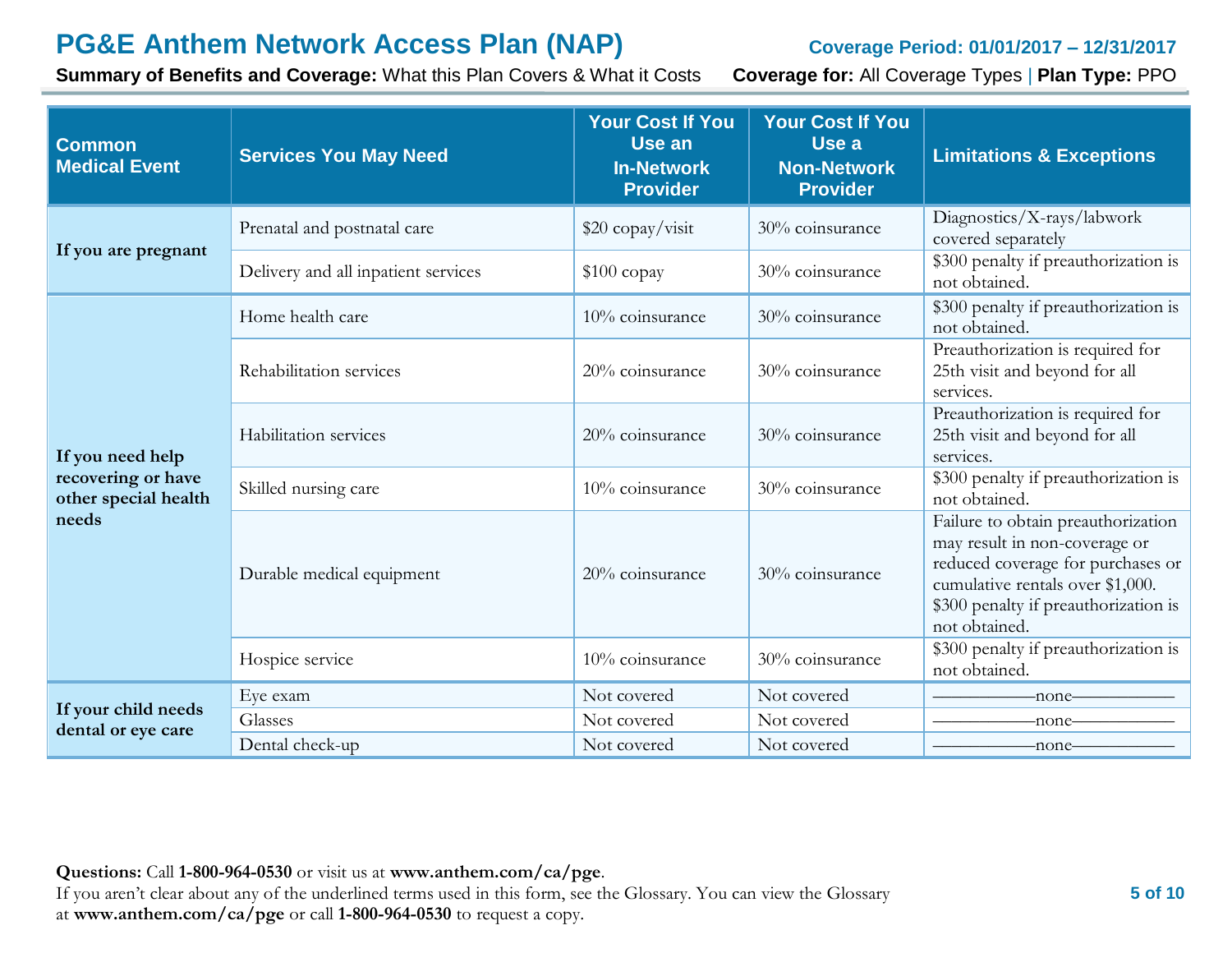# PG&E Anthem Network Access Plan (NAP)

**Coverage Period: 01/01/2017 – 12/31/2017**

**Summary of Benefits and Coverage:** What this Plan Covers & What it Costs **Coverage for:** All Coverage Types | **Plan Type:** PPO

| Common Medical Event | Services You May Need | Your Cost If You Use an In-Network Provider | Your Cost If You Use a Non-Network Provider | Limitations & Exceptions |
|---|---|---|---|---|
| **If you are pregnant** | Prenatal and postnatal care | $20 copay/visit | 30% coinsurance | Diagnostics/X-rays/labwork covered separately |
| | Delivery and all inpatient services | $100 copay | 30% coinsurance | $300 penalty if preauthorization is not obtained. |
| **If you need help recovering or have other special health needs** | Home health care | 10% coinsurance | 30% coinsurance | $300 penalty if preauthorization is not obtained. |
| | Rehabilitation services | 20% coinsurance | 30% coinsurance | Preauthorization is required for 25th visit and beyond for all services. |
| | Habilitation services | 20% coinsurance | 30% coinsurance | Preauthorization is required for 25th visit and beyond for all services. |
| | Skilled nursing care | 10% coinsurance | 30% coinsurance | $300 penalty if preauthorization is not obtained. |
| | Durable medical equipment | 20% coinsurance | 30% coinsurance | Failure to obtain preauthorization may result in non-coverage or reduced coverage for purchases or cumulative rentals over $1,000. $300 penalty if preauthorization is not obtained. |
| | Hospice service | 10% coinsurance | 30% coinsurance | $300 penalty if preauthorization is not obtained. |
| **If your child needs dental or eye care** | Eye exam | Not covered | Not covered | ——————none—————— |
| | Glasses | Not covered | Not covered | ——————none—————— |
| | Dental check-up | Not covered | Not covered | ——————none—————— |

**Questions:** Call **1-800-964-0530** or visit us at **www.anthem.com/ca/pge**.
If you aren't clear about any of the underlined terms used in this form, see the Glossary. You can view the Glossary at **www.anthem.com/ca/pge** or call **1-800-964-0530** to request a copy.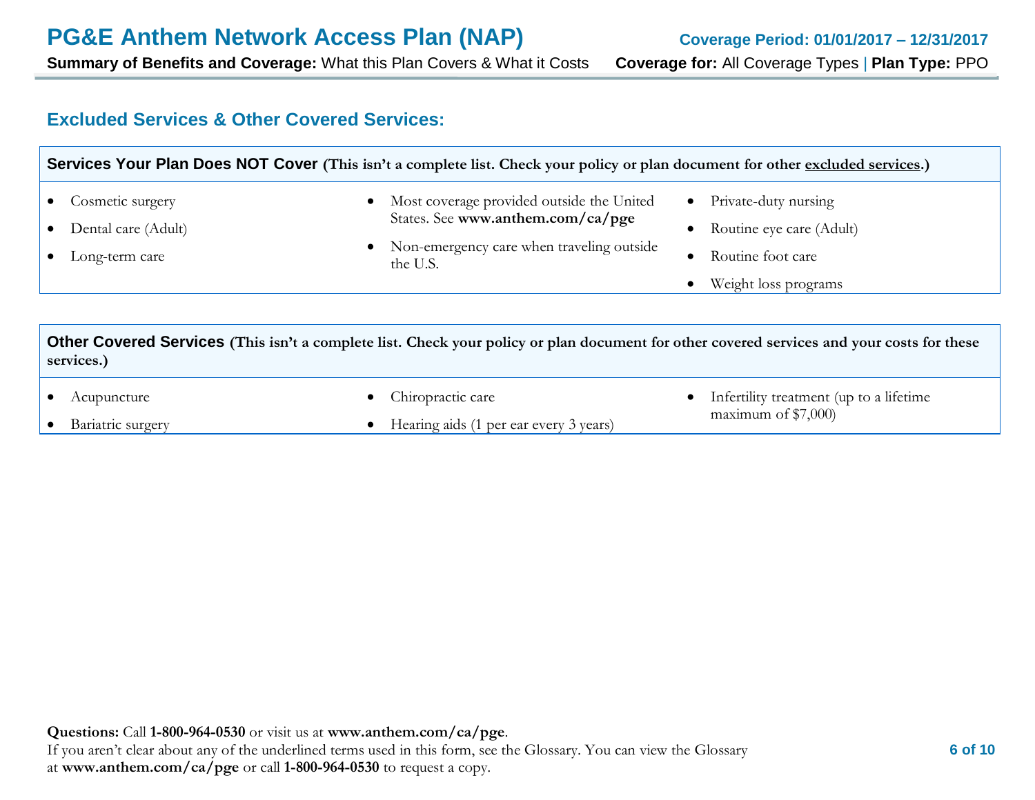## Excluded Services & Other Covered Services:

### Services Your Plan Does NOT Cover (This isn't a complete list. Check your policy or plan document for other excluded services.)

- Cosmetic surgery
- Dental care (Adult)
- Long-term care
- Most coverage provided outside the United States. See **www.anthem.com/ca/pge**
- Non-emergency care when traveling outside the U.S.
- Private-duty nursing
- Routine eye care (Adult)
- Routine foot care
- Weight loss programs

### Other Covered Services (This isn't a complete list. Check your policy or plan document for other covered services and your costs for these services.)

- Acupuncture
- Bariatric surgery
- Chiropractic care
- Hearing aids (1 per ear every 3 years)
- Infertility treatment (up to a lifetime maximum of $7,000)

**Questions:** Call **1-800-964-0530** or visit us at **www.anthem.com/ca/pge**.
If you aren't clear about any of the underlined terms used in this form, see the Glossary. You can view the Glossary at **www.anthem.com/ca/pge** or call **1-800-964-0530** to request a copy.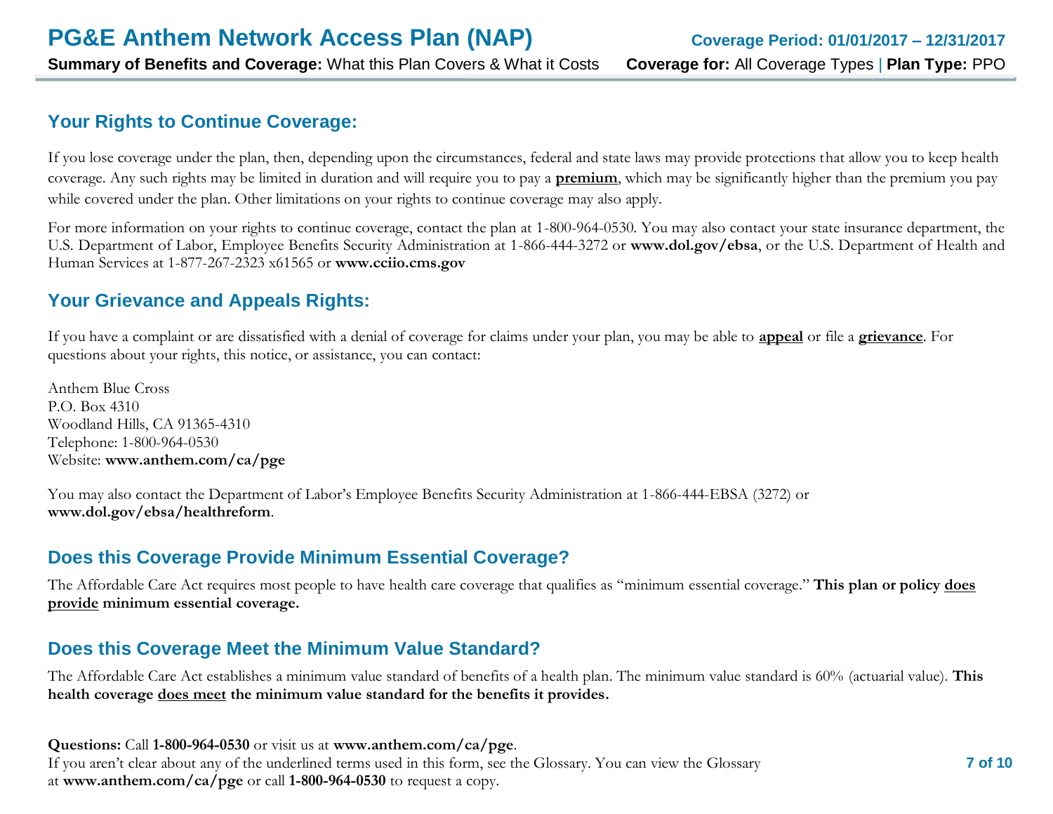## Your Rights to Continue Coverage:

If you lose coverage under the plan, then, depending upon the circumstances, federal and state laws may provide protections that allow you to keep health coverage. Any such rights may be limited in duration and will require you to pay a **premium**, which may be significantly higher than the premium you pay while covered under the plan. Other limitations on your rights to continue coverage may also apply.

For more information on your rights to continue coverage, contact the plan at 1-800-964-0530. You may also contact your state insurance department, the U.S. Department of Labor, Employee Benefits Security Administration at 1-866-444-3272 or **www.dol.gov/ebsa**, or the U.S. Department of Health and Human Services at 1-877-267-2323 x61565 or **www.cciio.cms.gov**

## Your Grievance and Appeals Rights:

If you have a complaint or are dissatisfied with a denial of coverage for claims under your plan, you may be able to **appeal** or file a **grievance**. For questions about your rights, this notice, or assistance, you can contact:

Anthem Blue Cross
P.O. Box 4310
Woodland Hills, CA 91365-4310
Telephone: 1-800-964-0530
Website: **www.anthem.com/ca/pge**

You may also contact the Department of Labor's Employee Benefits Security Administration at 1-866-444-EBSA (3272) or **www.dol.gov/ebsa/healthreform**.

## Does this Coverage Provide Minimum Essential Coverage?

The Affordable Care Act requires most people to have health care coverage that qualifies as "minimum essential coverage." **This plan or policy does provide minimum essential coverage.**

## Does this Coverage Meet the Minimum Value Standard?

The Affordable Care Act establishes a minimum value standard of benefits of a health plan. The minimum value standard is 60% (actuarial value). **This health coverage does meet the minimum value standard for the benefits it provides.**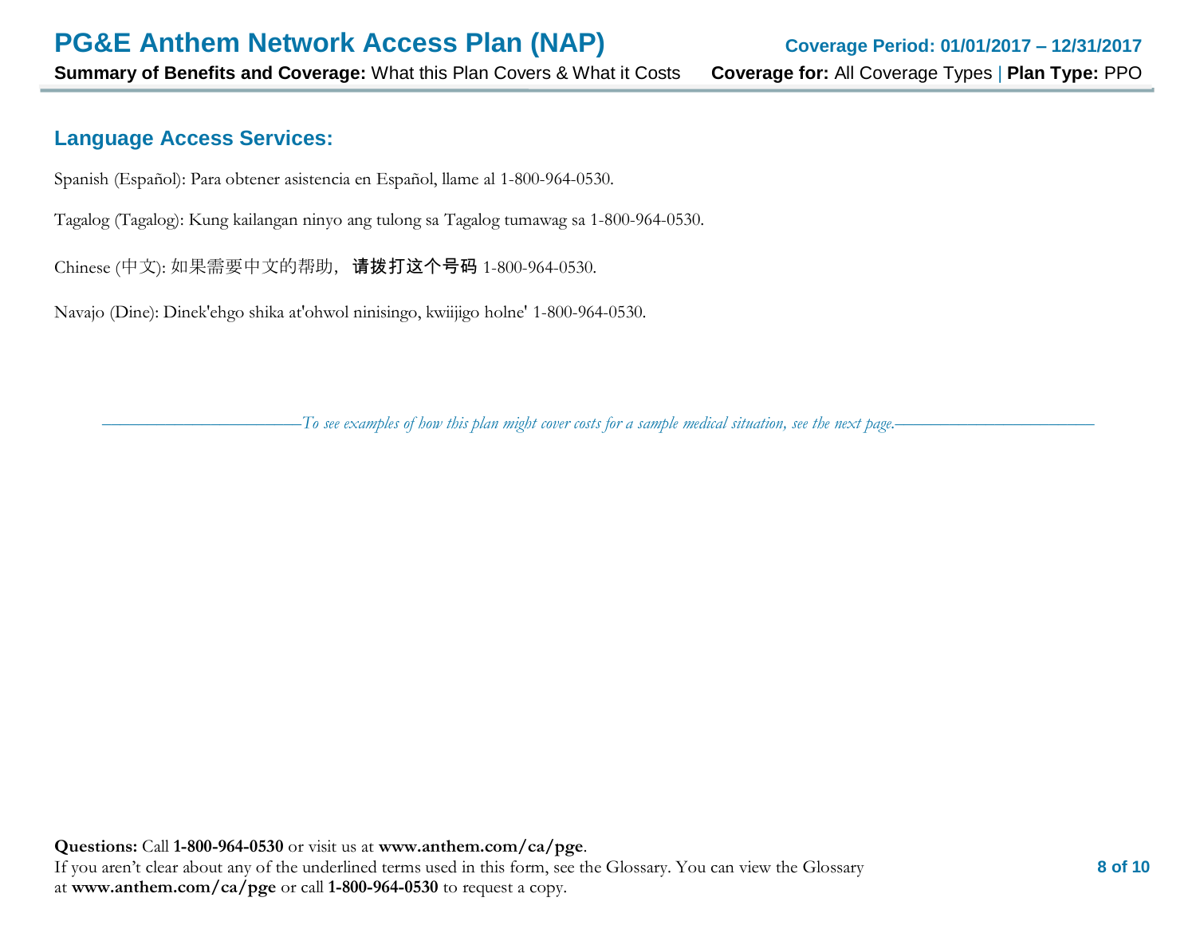## Language Access Services:

Spanish (Español): Para obtener asistencia en Español, llame al 1-800-964-0530.

Tagalog (Tagalog): Kung kailangan ninyo ang tulong sa Tagalog tumawag sa 1-800-964-0530.

Chinese (中文): 如果需要中文的帮助，**请拨打这个号码** 1-800-964-0530.

Navajo (Dine): Dinek'ehgo shika at'ohwol ninisingo, kwiijigo holne' 1-800-964-0530.

*To see examples of how this plan might cover costs for a sample medical situation, see the next page.*

**Questions:** Call **1-800-964-0530** or visit us at **www.anthem.com/ca/pge**.
If you aren't clear about any of the underlined terms used in this form, see the Glossary. You can view the Glossary at **www.anthem.com/ca/pge** or call **1-800-964-0530** to request a copy.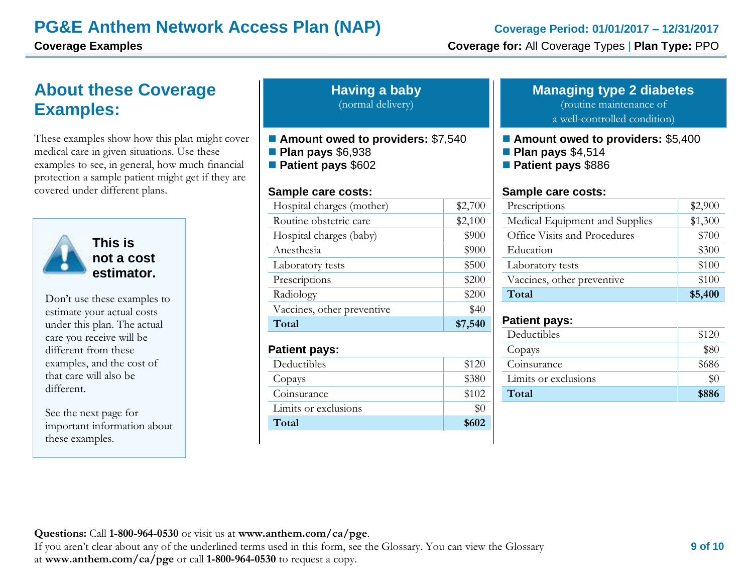# PG&E Anthem Network Access Plan (NAP)

**Coverage Period: 01/01/2017 – 12/31/2017**

**Coverage Examples**

**Coverage for:** All Coverage Types | **Plan Type:** PPO

## About these Coverage Examples:

These examples show how this plan might cover medical care in given situations. Use these examples to see, in general, how much financial protection a sample patient might get if they are covered under different plans.

**This is not a cost estimator.**

Don't use these examples to estimate your actual costs under this plan. The actual care you receive will be different from these examples, and the cost of that care will also be different.

See the next page for important information about these examples.

## Having a baby

(normal delivery)

- **Amount owed to providers:** $7,540
- **Plan pays** $6,938
- **Patient pays** $602

**Sample care costs:**

| Sample care costs | Amount |
| --- | --- |
| Hospital charges (mother) | $2,700 |
| Routine obstetric care | $2,100 |
| Hospital charges (baby) | $900 |
| Anesthesia | $900 |
| Laboratory tests | $500 |
| Prescriptions | $200 |
| Radiology | $200 |
| Vaccines, other preventive | $40 |
| **Total** | **$7,540** |

**Patient pays:**

| Patient pays | Amount |
| --- | --- |
| Deductibles | $120 |
| Copays | $380 |
| Coinsurance | $102 |
| Limits or exclusions | $0 |
| **Total** | **$602** |

## Managing type 2 diabetes

(routine maintenance of a well-controlled condition)

- **Amount owed to providers:** $5,400
- **Plan pays** $4,514
- **Patient pays** $886

**Sample care costs:**

| Sample care costs | Amount |
| --- | --- |
| Prescriptions | $2,900 |
| Medical Equipment and Supplies | $1,300 |
| Office Visits and Procedures | $700 |
| Education | $300 |
| Laboratory tests | $100 |
| Vaccines, other preventive | $100 |
| **Total** | **$5,400** |

**Patient pays:**

| Patient pays | Amount |
| --- | --- |
| Deductibles | $120 |
| Copays | $80 |
| Coinsurance | $686 |
| Limits or exclusions | $0 |
| **Total** | **$886** |

**Questions:** Call **1-800-964-0530** or visit us at **www.anthem.com/ca/pge**.
If you aren't clear about any of the underlined terms used in this form, see the Glossary. You can view the Glossary at **www.anthem.com/ca/pge** or call **1-800-964-0530** to request a copy.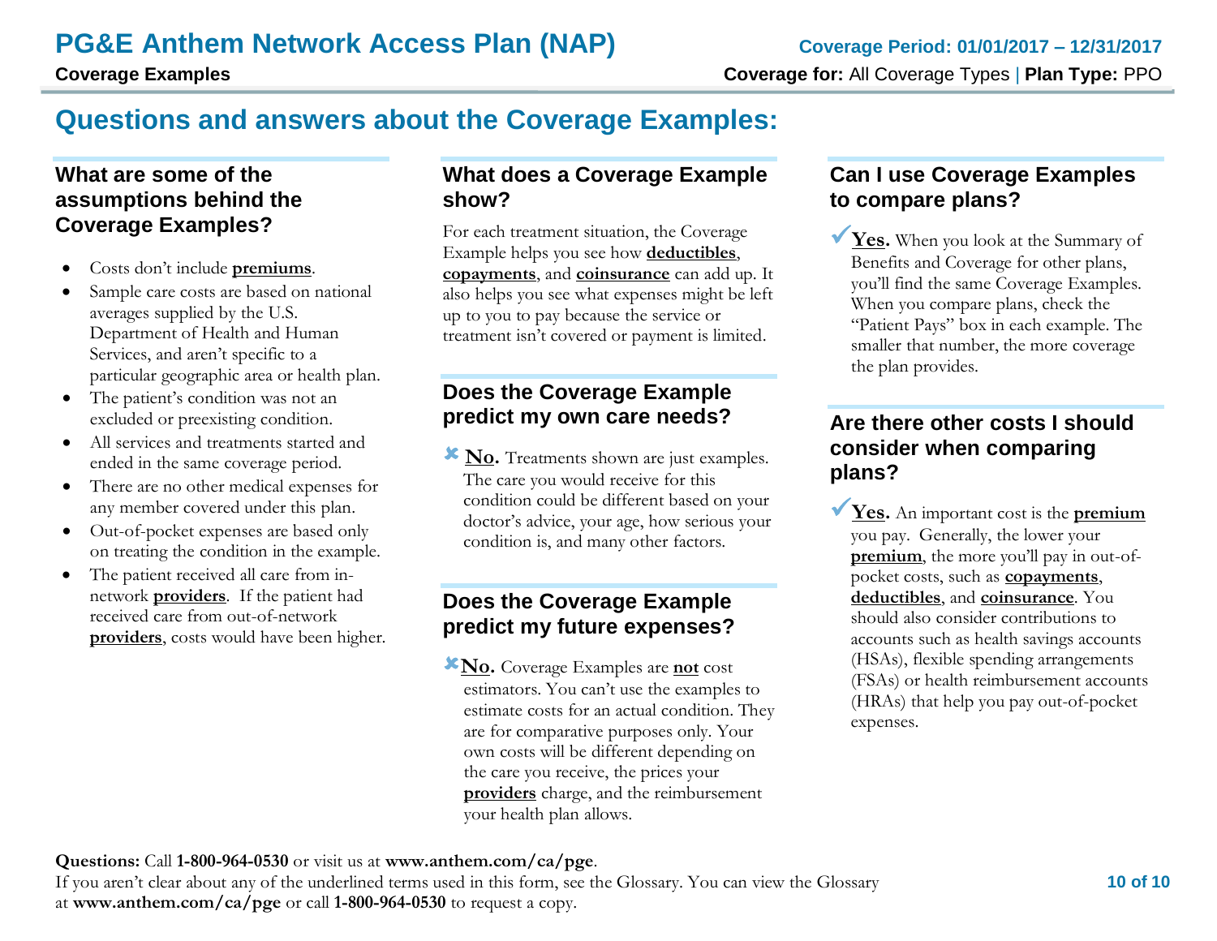# Questions and answers about the Coverage Examples:

### What are some of the assumptions behind the Coverage Examples?

- Costs don't include **premiums**.
- Sample care costs are based on national averages supplied by the U.S. Department of Health and Human Services, and aren't specific to a particular geographic area or health plan.
- The patient's condition was not an excluded or preexisting condition.
- All services and treatments started and ended in the same coverage period.
- There are no other medical expenses for any member covered under this plan.
- Out-of-pocket expenses are based only on treating the condition in the example.
- The patient received all care from in-network **providers**. If the patient had received care from out-of-network **providers**, costs would have been higher.

### What does a Coverage Example show?

For each treatment situation, the Coverage Example helps you see how **deductibles**, **copayments**, and **coinsurance** can add up. It also helps you see what expenses might be left up to you to pay because the service or treatment isn't covered or payment is limited.

### Does the Coverage Example predict my own care needs?

✖ **No.** Treatments shown are just examples. The care you would receive for this condition could be different based on your doctor's advice, your age, how serious your condition is, and many other factors.

### Does the Coverage Example predict my future expenses?

✖ **No.** Coverage Examples are **not** cost estimators. You can't use the examples to estimate costs for an actual condition. They are for comparative purposes only. Your own costs will be different depending on the care you receive, the prices your **providers** charge, and the reimbursement your health plan allows.

### Can I use Coverage Examples to compare plans?

✓ **Yes.** When you look at the Summary of Benefits and Coverage for other plans, you'll find the same Coverage Examples. When you compare plans, check the "Patient Pays" box in each example. The smaller that number, the more coverage the plan provides.

### Are there other costs I should consider when comparing plans?

✓ **Yes.** An important cost is the **premium** you pay. Generally, the lower your **premium**, the more you'll pay in out-of-pocket costs, such as **copayments**, **deductibles**, and **coinsurance**. You should also consider contributions to accounts such as health savings accounts (HSAs), flexible spending arrangements (FSAs) or health reimbursement accounts (HRAs) that help you pay out-of-pocket expenses.